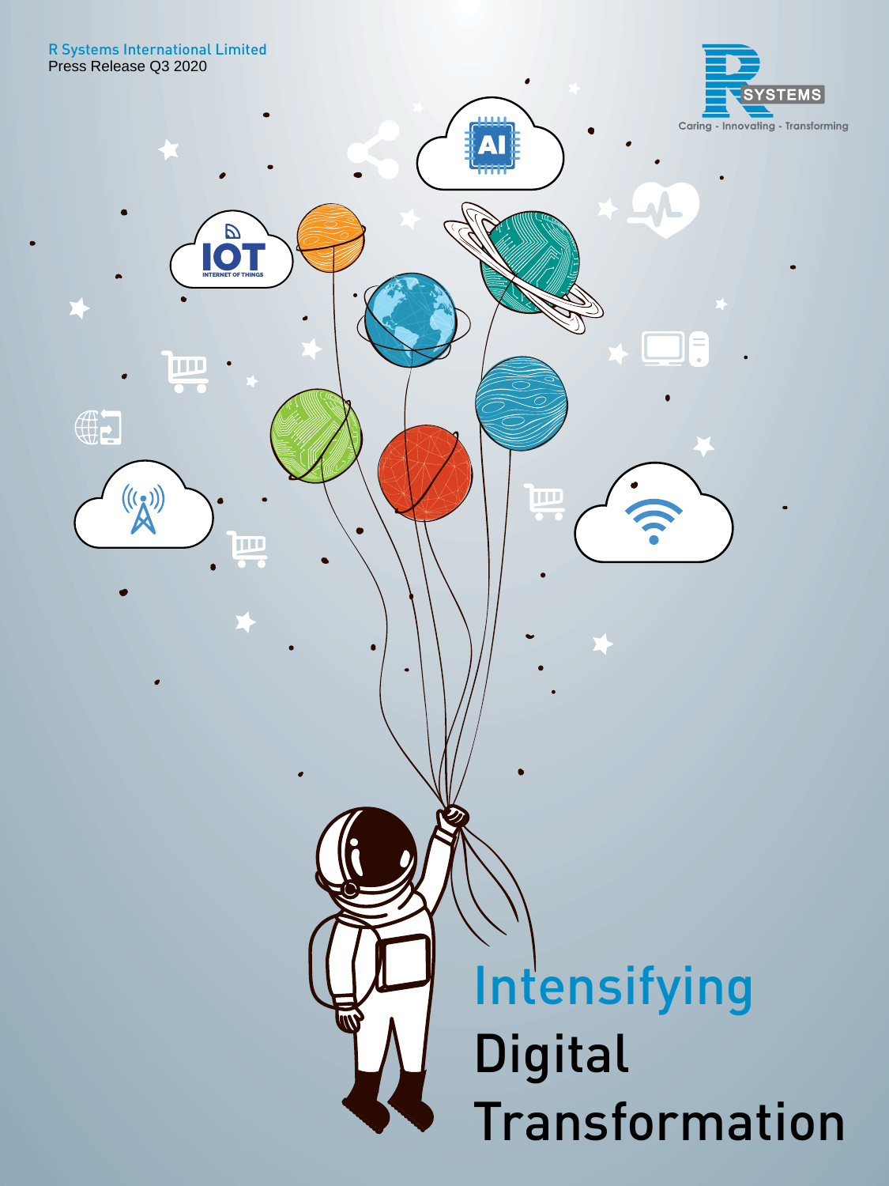R Systems International Limited

Press Release Q3 2020

# Intensifying Digital Transformation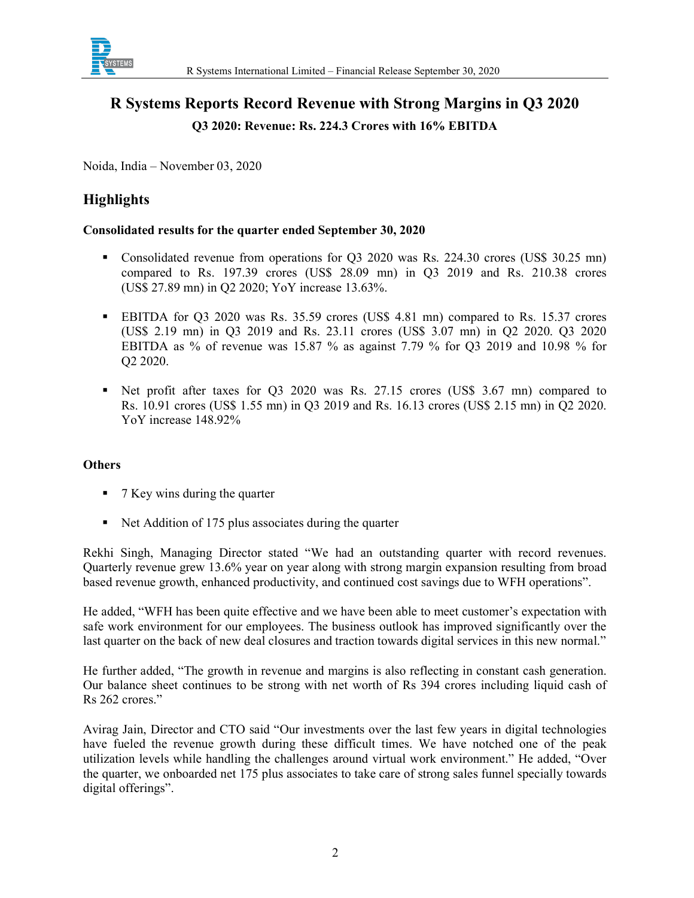# R Systems Reports Record Revenue with Strong Margins in Q3 2020

**Q3 2020: Revenue: Rs. 224.3 Crores with 16% EBITDA**

Noida, India – November 03, 2020

## Highlights

**Consolidated results for the quarter ended September 30, 2020**

- Consolidated revenue from operations for Q3 2020 was Rs. 224.30 crores (US$ 30.25 mn) compared to Rs. 197.39 crores (US$ 28.09 mn) in Q3 2019 and Rs. 210.38 crores (US$ 27.89 mn) in Q2 2020; YoY increase 13.63%.

- EBITDA for Q3 2020 was Rs. 35.59 crores (US$ 4.81 mn) compared to Rs. 15.37 crores (US$ 2.19 mn) in Q3 2019 and Rs. 23.11 crores (US$ 3.07 mn) in Q2 2020. Q3 2020 EBITDA as % of revenue was 15.87 % as against 7.79 % for Q3 2019 and 10.98 % for Q2 2020.

- Net profit after taxes for Q3 2020 was Rs. 27.15 crores (US$ 3.67 mn) compared to Rs. 10.91 crores (US$ 1.55 mn) in Q3 2019 and Rs. 16.13 crores (US$ 2.15 mn) in Q2 2020. YoY increase 148.92%

**Others**

- 7 Key wins during the quarter

- Net Addition of 175 plus associates during the quarter

Rekhi Singh, Managing Director stated "We had an outstanding quarter with record revenues. Quarterly revenue grew 13.6% year on year along with strong margin expansion resulting from broad based revenue growth, enhanced productivity, and continued cost savings due to WFH operations".

He added, "WFH has been quite effective and we have been able to meet customer's expectation with safe work environment for our employees. The business outlook has improved significantly over the last quarter on the back of new deal closures and traction towards digital services in this new normal."

He further added, "The growth in revenue and margins is also reflecting in constant cash generation. Our balance sheet continues to be strong with net worth of Rs 394 crores including liquid cash of Rs 262 crores."

Avirag Jain, Director and CTO said "Our investments over the last few years in digital technologies have fueled the revenue growth during these difficult times. We have notched one of the peak utilization levels while handling the challenges around virtual work environment." He added, "Over the quarter, we onboarded net 175 plus associates to take care of strong sales funnel specially towards digital offerings".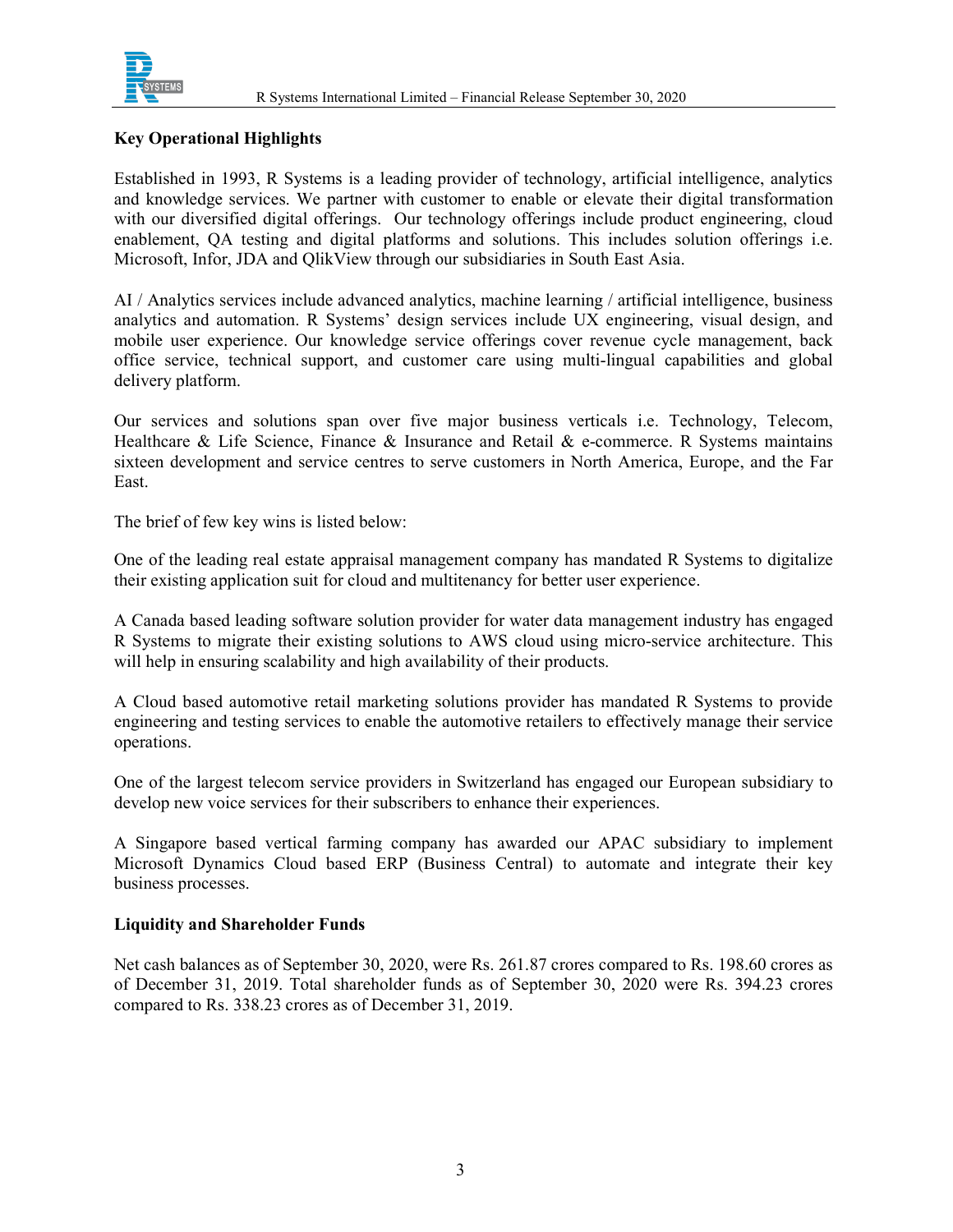**Key Operational Highlights**

Established in 1993, R Systems is a leading provider of technology, artificial intelligence, analytics and knowledge services. We partner with customer to enable or elevate their digital transformation with our diversified digital offerings. Our technology offerings include product engineering, cloud enablement, QA testing and digital platforms and solutions. This includes solution offerings i.e. Microsoft, Infor, JDA and QlikView through our subsidiaries in South East Asia.

AI / Analytics services include advanced analytics, machine learning / artificial intelligence, business analytics and automation. R Systems' design services include UX engineering, visual design, and mobile user experience. Our knowledge service offerings cover revenue cycle management, back office service, technical support, and customer care using multi-lingual capabilities and global delivery platform.

Our services and solutions span over five major business verticals i.e. Technology, Telecom, Healthcare & Life Science, Finance & Insurance and Retail & e-commerce. R Systems maintains sixteen development and service centres to serve customers in North America, Europe, and the Far East.

The brief of few key wins is listed below:

One of the leading real estate appraisal management company has mandated R Systems to digitalize their existing application suit for cloud and multitenancy for better user experience.

A Canada based leading software solution provider for water data management industry has engaged R Systems to migrate their existing solutions to AWS cloud using micro-service architecture. This will help in ensuring scalability and high availability of their products.

A Cloud based automotive retail marketing solutions provider has mandated R Systems to provide engineering and testing services to enable the automotive retailers to effectively manage their service operations.

One of the largest telecom service providers in Switzerland has engaged our European subsidiary to develop new voice services for their subscribers to enhance their experiences.

A Singapore based vertical farming company has awarded our APAC subsidiary to implement Microsoft Dynamics Cloud based ERP (Business Central) to automate and integrate their key business processes.

**Liquidity and Shareholder Funds**

Net cash balances as of September 30, 2020, were Rs. 261.87 crores compared to Rs. 198.60 crores as of December 31, 2019. Total shareholder funds as of September 30, 2020 were Rs. 394.23 crores compared to Rs. 338.23 crores as of December 31, 2019.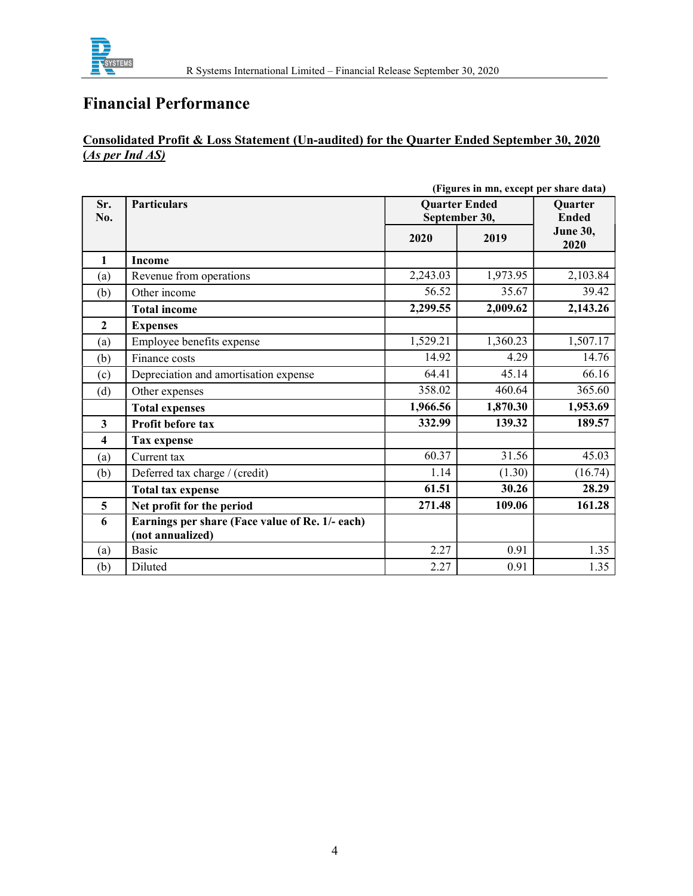# Financial Performance

**Consolidated Profit & Loss Statement (Un-audited) for the Quarter Ended September 30, 2020 (*As per Ind AS*)**

**(Figures in mn, except per share data)**

| Sr. No. | Particulars | Quarter Ended September 30, | | Quarter Ended June 30, 2020 |
|---|---|---|---|---|
| | | 2020 | 2019 | |
| **1** | **Income** | | | |
| (a) | Revenue from operations | 2,243.03 | 1,973.95 | 2,103.84 |
| (b) | Other income | 56.52 | 35.67 | 39.42 |
| | **Total income** | **2,299.55** | **2,009.62** | **2,143.26** |
| **2** | **Expenses** | | | |
| (a) | Employee benefits expense | 1,529.21 | 1,360.23 | 1,507.17 |
| (b) | Finance costs | 14.92 | 4.29 | 14.76 |
| (c) | Depreciation and amortisation expense | 64.41 | 45.14 | 66.16 |
| (d) | Other expenses | 358.02 | 460.64 | 365.60 |
| | **Total expenses** | **1,966.56** | **1,870.30** | **1,953.69** |
| **3** | **Profit before tax** | **332.99** | **139.32** | **189.57** |
| **4** | **Tax expense** | | | |
| (a) | Current tax | 60.37 | 31.56 | 45.03 |
| (b) | Deferred tax charge / (credit) | 1.14 | (1.30) | (16.74) |
| | **Total tax expense** | **61.51** | **30.26** | **28.29** |
| **5** | **Net profit for the period** | **271.48** | **109.06** | **161.28** |
| **6** | **Earnings per share (Face value of Re. 1/- each) (not annualized)** | | | |
| (a) | Basic | 2.27 | 0.91 | 1.35 |
| (b) | Diluted | 2.27 | 0.91 | 1.35 |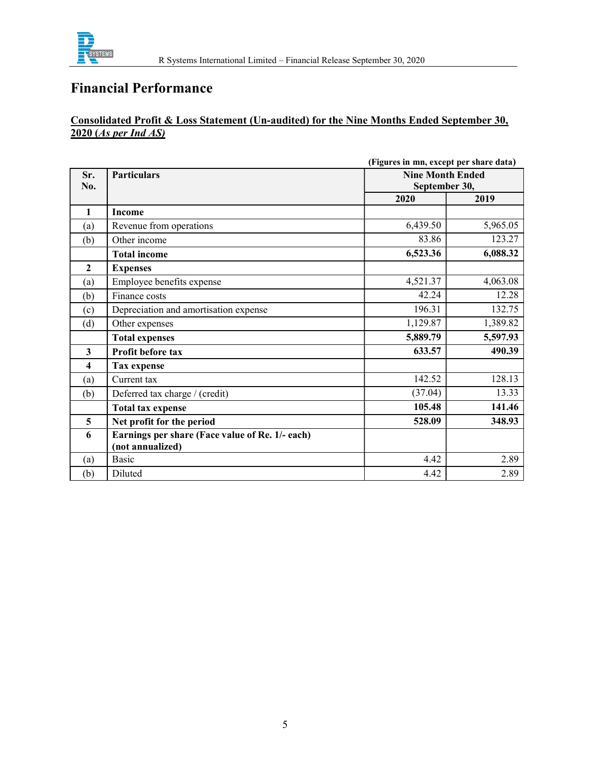# Financial Performance

**Consolidated Profit & Loss Statement (Un-audited) for the Nine Months Ended September 30, 2020 (*As per Ind AS*)**

**(Figures in mn, except per share data)**

| Sr. No. | Particulars | Nine Month Ended September 30, | |
|---|---|---|---|
| | | **2020** | **2019** |
| **1** | **Income** | | |
| (a) | Revenue from operations | 6,439.50 | 5,965.05 |
| (b) | Other income | 83.86 | 123.27 |
| | **Total income** | **6,523.36** | **6,088.32** |
| **2** | **Expenses** | | |
| (a) | Employee benefits expense | 4,521.37 | 4,063.08 |
| (b) | Finance costs | 42.24 | 12.28 |
| (c) | Depreciation and amortisation expense | 196.31 | 132.75 |
| (d) | Other expenses | 1,129.87 | 1,389.82 |
| | **Total expenses** | **5,889.79** | **5,597.93** |
| **3** | **Profit before tax** | **633.57** | **490.39** |
| **4** | **Tax expense** | | |
| (a) | Current tax | 142.52 | 128.13 |
| (b) | Deferred tax charge / (credit) | (37.04) | 13.33 |
| | **Total tax expense** | **105.48** | **141.46** |
| **5** | **Net profit for the period** | **528.09** | **348.93** |
| **6** | **Earnings per share (Face value of Re. 1/- each) (not annualized)** | | |
| (a) | Basic | 4.42 | 2.89 |
| (b) | Diluted | 4.42 | 2.89 |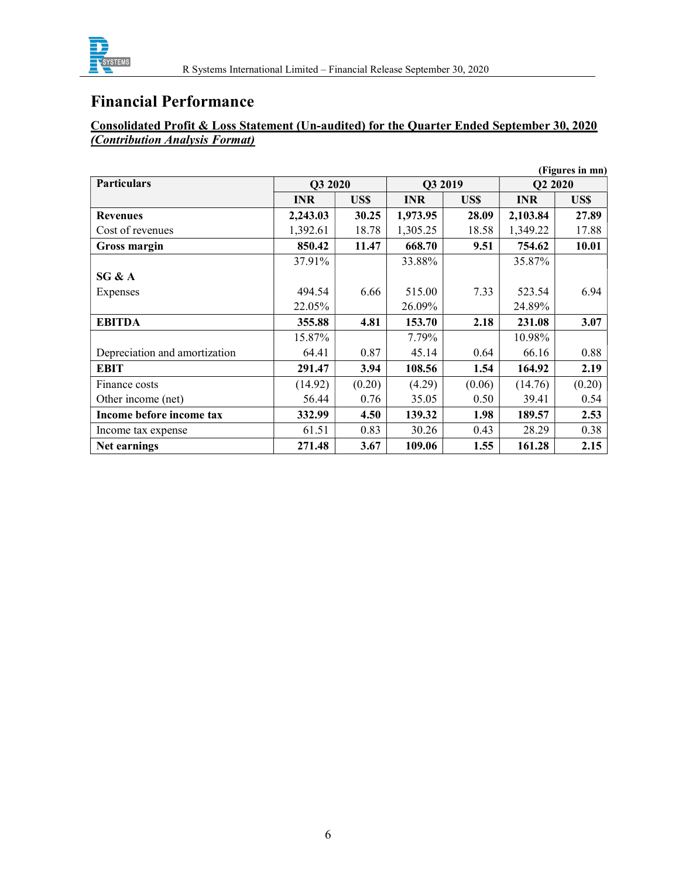# Financial Performance

**Consolidated Profit & Loss Statement (Un-audited) for the Quarter Ended September 30, 2020**
***(Contribution Analysis Format)***

**(Figures in mn)**

| Particulars | Q3 2020 | | Q3 2019 | | Q2 2020 | |
|---|---|---|---|---|---|---|
| | **INR** | **US$** | **INR** | **US$** | **INR** | **US$** |
| **Revenues** | **2,243.03** | **30.25** | **1,973.95** | **28.09** | **2,103.84** | **27.89** |
| Cost of revenues | 1,392.61 | 18.78 | 1,305.25 | 18.58 | 1,349.22 | 17.88 |
| **Gross margin** | **850.42** | **11.47** | **668.70** | **9.51** | **754.62** | **10.01** |
| | 37.91% | | 33.88% | | 35.87% | |
| **SG & A** Expenses | 494.54 | 6.66 | 515.00 | 7.33 | 523.54 | 6.94 |
| | 22.05% | | 26.09% | | 24.89% | |
| **EBITDA** | **355.88** | **4.81** | **153.70** | **2.18** | **231.08** | **3.07** |
| | 15.87% | | 7.79% | | 10.98% | |
| Depreciation and amortization | 64.41 | 0.87 | 45.14 | 0.64 | 66.16 | 0.88 |
| **EBIT** | **291.47** | **3.94** | **108.56** | **1.54** | **164.92** | **2.19** |
| Finance costs | (14.92) | (0.20) | (4.29) | (0.06) | (14.76) | (0.20) |
| Other income (net) | 56.44 | 0.76 | 35.05 | 0.50 | 39.41 | 0.54 |
| **Income before income tax** | **332.99** | **4.50** | **139.32** | **1.98** | **189.57** | **2.53** |
| Income tax expense | 61.51 | 0.83 | 30.26 | 0.43 | 28.29 | 0.38 |
| **Net earnings** | **271.48** | **3.67** | **109.06** | **1.55** | **161.28** | **2.15** |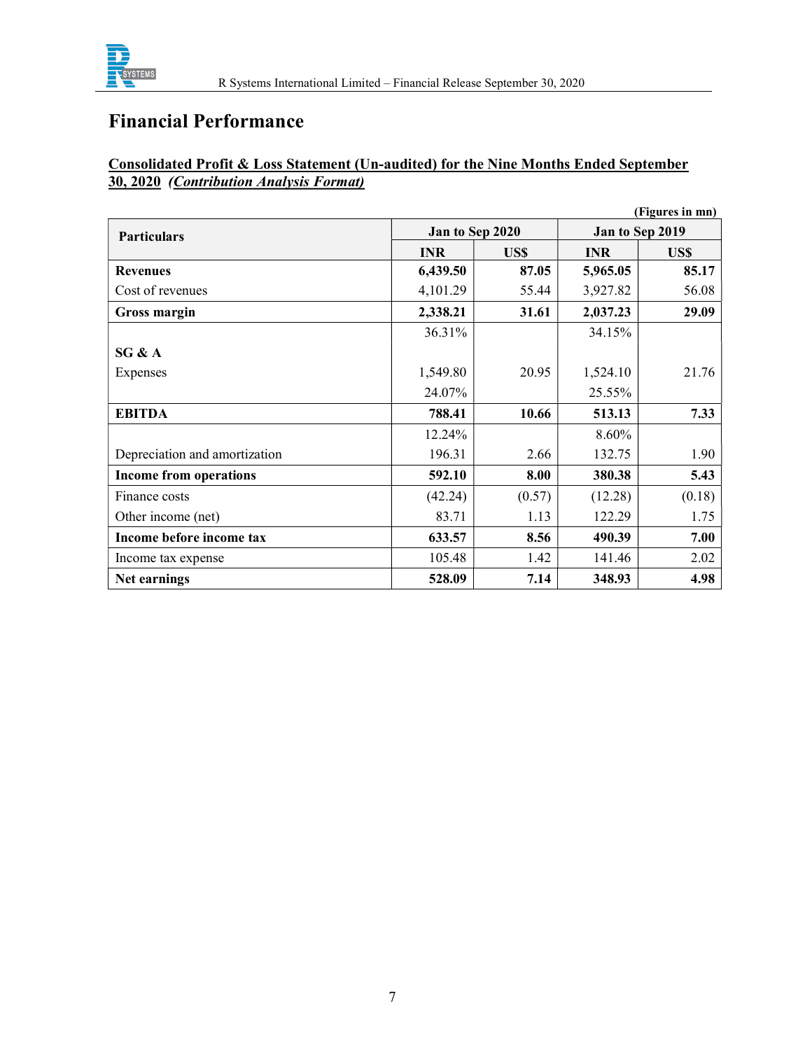# Financial Performance

**Consolidated Profit & Loss Statement (Un-audited) for the Nine Months Ended September 30, 2020** ***(Contribution Analysis Format)***

**(Figures in mn)**

| Particulars | Jan to Sep 2020 | | Jan to Sep 2019 | |
|---|---|---|---|---|
| | INR | US$ | INR | US$ |
| **Revenues** | **6,439.50** | **87.05** | **5,965.05** | **85.17** |
| Cost of revenues | 4,101.29 | 55.44 | 3,927.82 | 56.08 |
| **Gross margin** | **2,338.21** | **31.61** | **2,037.23** | **29.09** |
| | 36.31% | | 34.15% | |
| **SG & A** | | | | |
| Expenses | 1,549.80 | 20.95 | 1,524.10 | 21.76 |
| | 24.07% | | 25.55% | |
| **EBITDA** | **788.41** | **10.66** | **513.13** | **7.33** |
| | 12.24% | | 8.60% | |
| Depreciation and amortization | 196.31 | 2.66 | 132.75 | 1.90 |
| **Income from operations** | **592.10** | **8.00** | **380.38** | **5.43** |
| Finance costs | (42.24) | (0.57) | (12.28) | (0.18) |
| Other income (net) | 83.71 | 1.13 | 122.29 | 1.75 |
| **Income before income tax** | **633.57** | **8.56** | **490.39** | **7.00** |
| Income tax expense | 105.48 | 1.42 | 141.46 | 2.02 |
| **Net earnings** | **528.09** | **7.14** | **348.93** | **4.98** |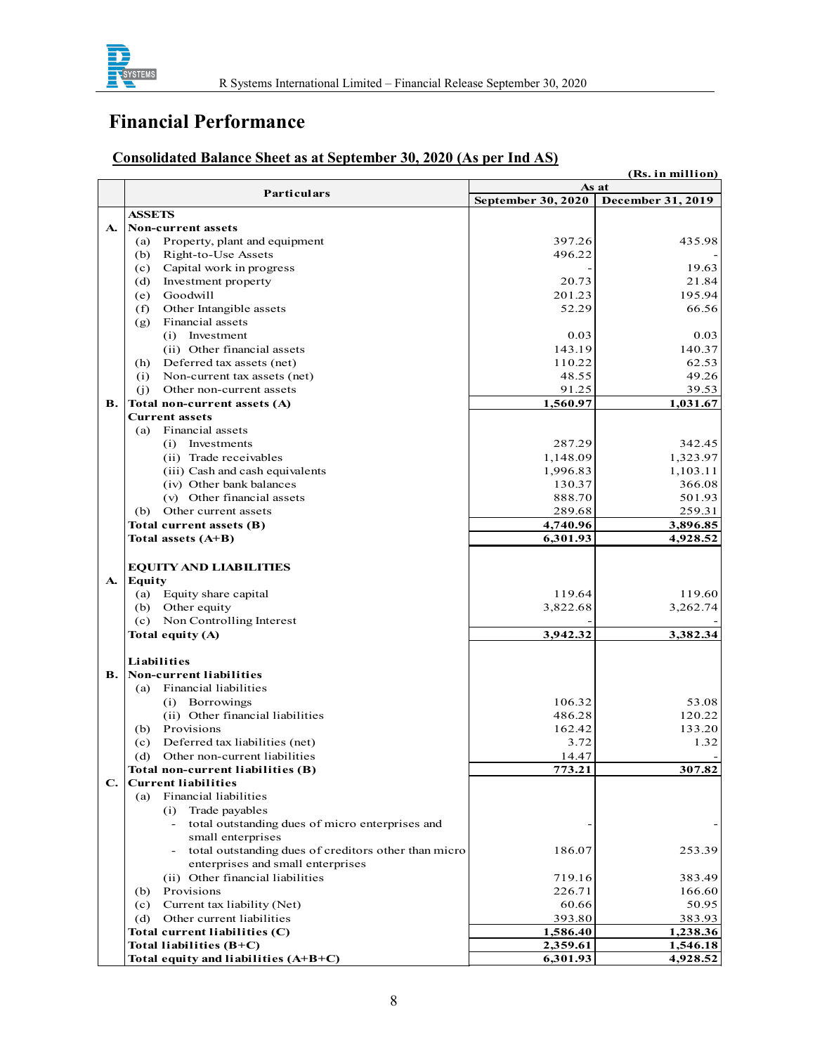## Financial Performance

### Consolidated Balance Sheet as at September 30, 2020 (As per Ind AS)

(Rs. in million)

| | Particulars | As at | |
|---|---|---|---|
| | | September 30, 2020 | December 31, 2019 |
| | **ASSETS** | | |
| **A.** | **Non-current assets** | | |
| | (a) Property, plant and equipment | 397.26 | 435.98 |
| | (b) Right-to-Use Assets | 496.22 | - |
| | (c) Capital work in progress | - | 19.63 |
| | (d) Investment property | 20.73 | 21.84 |
| | (e) Goodwill | 201.23 | 195.94 |
| | (f) Other Intangible assets | 52.29 | 66.56 |
| | (g) Financial assets | | |
| | (i) Investment | 0.03 | 0.03 |
| | (ii) Other financial assets | 143.19 | 140.37 |
| | (h) Deferred tax assets (net) | 110.22 | 62.53 |
| | (i) Non-current tax assets (net) | 48.55 | 49.26 |
| | (j) Other non-current assets | 91.25 | 39.53 |
| **B.** | **Total non-current assets (A)** | **1,560.97** | **1,031.67** |
| | **Current assets** | | |
| | (a) Financial assets | | |
| | (i) Investments | 287.29 | 342.45 |
| | (ii) Trade receivables | 1,148.09 | 1,323.97 |
| | (iii) Cash and cash equivalents | 1,996.83 | 1,103.11 |
| | (iv) Other bank balances | 130.37 | 366.08 |
| | (v) Other financial assets | 888.70 | 501.93 |
| | (b) Other current assets | 289.68 | 259.31 |
| | **Total current assets (B)** | **4,740.96** | **3,896.85** |
| | **Total assets (A+B)** | **6,301.93** | **4,928.52** |
| | | | |
| | **EQUITY AND LIABILITIES** | | |
| **A.** | **Equity** | | |
| | (a) Equity share capital | 119.64 | 119.60 |
| | (b) Other equity | 3,822.68 | 3,262.74 |
| | (c) Non Controlling Interest | - | - |
| | **Total equity (A)** | **3,942.32** | **3,382.34** |
| | | | |
| | **Liabilities** | | |
| **B.** | **Non-current liabilities** | | |
| | (a) Financial liabilities | | |
| | (i) Borrowings | 106.32 | 53.08 |
| | (ii) Other financial liabilities | 486.28 | 120.22 |
| | (b) Provisions | 162.42 | 133.20 |
| | (c) Deferred tax liabilities (net) | 3.72 | 1.32 |
| | (d) Other non-current liabilities | 14.47 | - |
| | **Total non-current liabilities (B)** | **773.21** | **307.82** |
| **C.** | **Current liabilities** | | |
| | (a) Financial liabilities | | |
| | (i) Trade payables | | |
| | - total outstanding dues of micro enterprises and small enterprises | - | - |
| | - total outstanding dues of creditors other than micro enterprises and small enterprises | 186.07 | 253.39 |
| | (ii) Other financial liabilities | 719.16 | 383.49 |
| | (b) Provisions | 226.71 | 166.60 |
| | (c) Current tax liability (Net) | 60.66 | 50.95 |
| | (d) Other current liabilities | 393.80 | 383.93 |
| | **Total current liabilities (C)** | **1,586.40** | **1,238.36** |
| | **Total liabilities (B+C)** | **2,359.61** | **1,546.18** |
| | **Total equity and liabilities (A+B+C)** | **6,301.93** | **4,928.52** |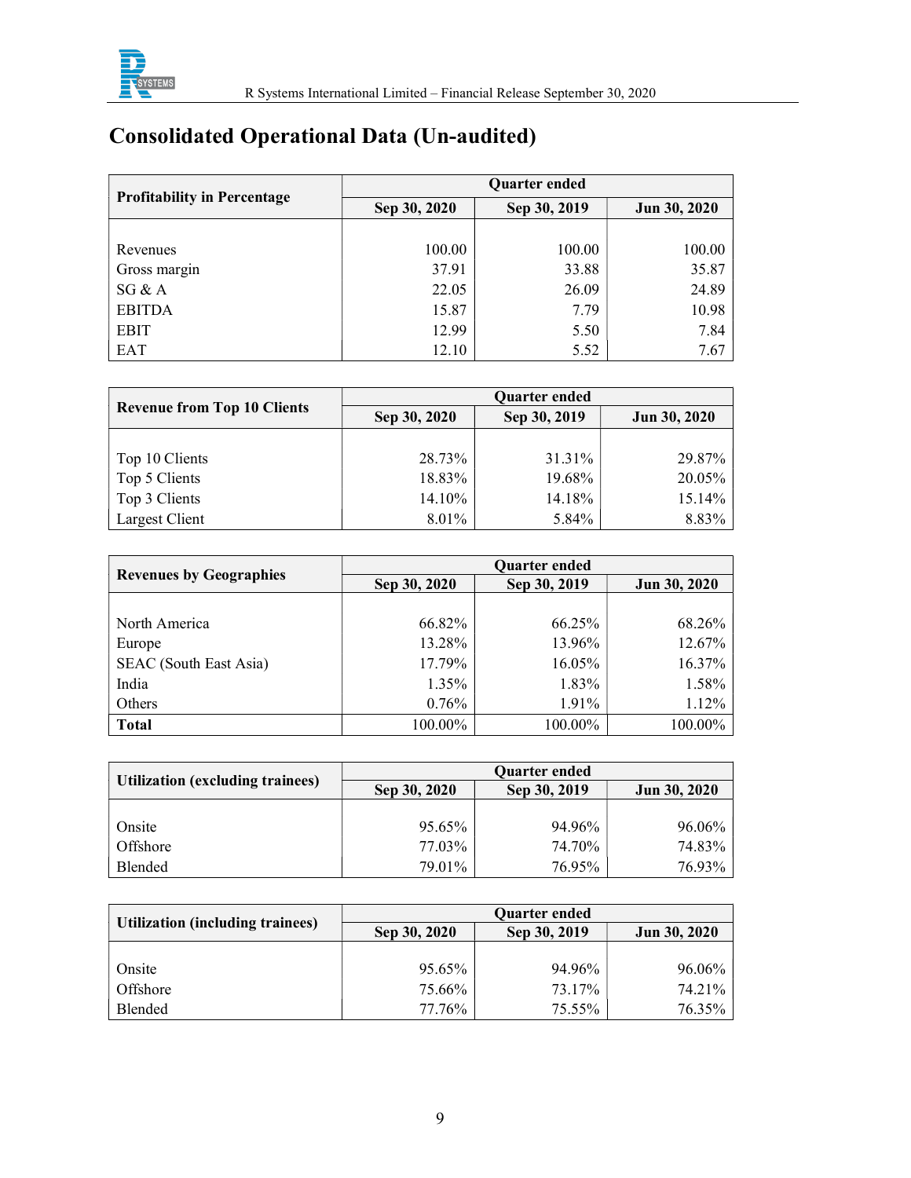# Consolidated Operational Data (Un-audited)

| Profitability in Percentage | Quarter ended | | |
|---|---|---|---|
| | Sep 30, 2020 | Sep 30, 2019 | Jun 30, 2020 |
| Revenues | 100.00 | 100.00 | 100.00 |
| Gross margin | 37.91 | 33.88 | 35.87 |
| SG & A | 22.05 | 26.09 | 24.89 |
| EBITDA | 15.87 | 7.79 | 10.98 |
| EBIT | 12.99 | 5.50 | 7.84 |
| EAT | 12.10 | 5.52 | 7.67 |

| Revenue from Top 10 Clients | Quarter ended | | |
|---|---|---|---|
| | Sep 30, 2020 | Sep 30, 2019 | Jun 30, 2020 |
| Top 10 Clients | 28.73% | 31.31% | 29.87% |
| Top 5 Clients | 18.83% | 19.68% | 20.05% |
| Top 3 Clients | 14.10% | 14.18% | 15.14% |
| Largest Client | 8.01% | 5.84% | 8.83% |

| Revenues by Geographies | Quarter ended | | |
|---|---|---|---|
| | Sep 30, 2020 | Sep 30, 2019 | Jun 30, 2020 |
| North America | 66.82% | 66.25% | 68.26% |
| Europe | 13.28% | 13.96% | 12.67% |
| SEAC (South East Asia) | 17.79% | 16.05% | 16.37% |
| India | 1.35% | 1.83% | 1.58% |
| Others | 0.76% | 1.91% | 1.12% |
| **Total** | 100.00% | 100.00% | 100.00% |

| Utilization (excluding trainees) | Quarter ended | | |
|---|---|---|---|
| | Sep 30, 2020 | Sep 30, 2019 | Jun 30, 2020 |
| Onsite | 95.65% | 94.96% | 96.06% |
| Offshore | 77.03% | 74.70% | 74.83% |
| Blended | 79.01% | 76.95% | 76.93% |

| Utilization (including trainees) | Quarter ended | | |
|---|---|---|---|
| | Sep 30, 2020 | Sep 30, 2019 | Jun 30, 2020 |
| Onsite | 95.65% | 94.96% | 96.06% |
| Offshore | 75.66% | 73.17% | 74.21% |
| Blended | 77.76% | 75.55% | 76.35% |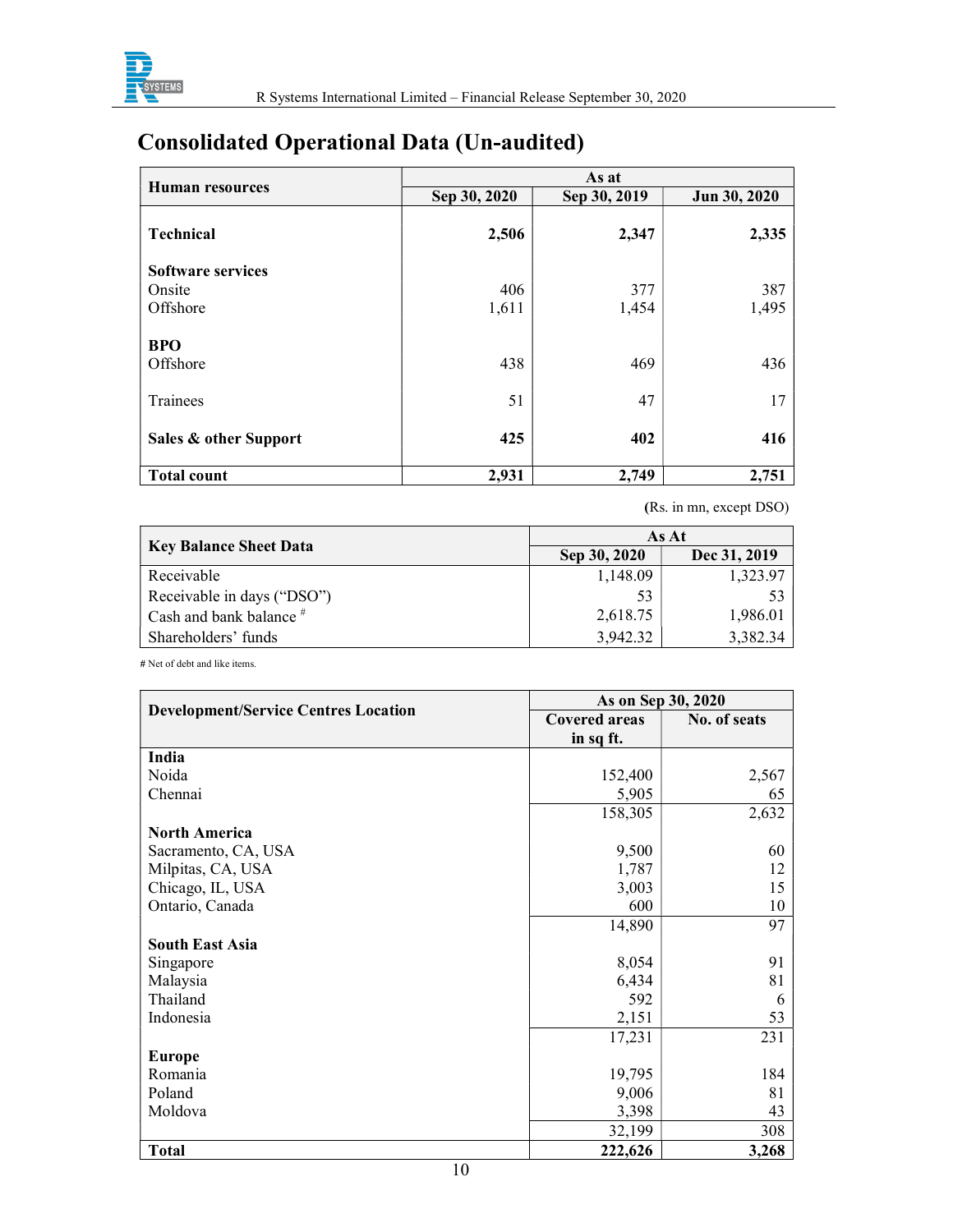# Consolidated Operational Data (Un-audited)

| Human resources | As at | | |
|---|---|---|---|
| | Sep 30, 2020 | Sep 30, 2019 | Jun 30, 2020 |
| **Technical** | **2,506** | **2,347** | **2,335** |
| **Software services** | | | |
| Onsite | 406 | 377 | 387 |
| Offshore | 1,611 | 1,454 | 1,495 |
| **BPO** | | | |
| Offshore | 438 | 469 | 436 |
| Trainees | 51 | 47 | 17 |
| **Sales & other Support** | **425** | **402** | **416** |
| **Total count** | **2,931** | **2,749** | **2,751** |

(Rs. in mn, except DSO)

| Key Balance Sheet Data | As At | |
|---|---|---|
| | Sep 30, 2020 | Dec 31, 2019 |
| Receivable | 1,148.09 | 1,323.97 |
| Receivable in days ("DSO") | 53 | 53 |
| Cash and bank balance # | 2,618.75 | 1,986.01 |
| Shareholders' funds | 3,942.32 | 3,382.34 |

# Net of debt and like items.

| Development/Service Centres Location | As on Sep 30, 2020 | |
|---|---|---|
| | Covered areas in sq ft. | No. of seats |
| **India** | | |
| Noida | 152,400 | 2,567 |
| Chennai | 5,905 | 65 |
| | 158,305 | 2,632 |
| **North America** | | |
| Sacramento, CA, USA | 9,500 | 60 |
| Milpitas, CA, USA | 1,787 | 12 |
| Chicago, IL, USA | 3,003 | 15 |
| Ontario, Canada | 600 | 10 |
| | 14,890 | 97 |
| **South East Asia** | | |
| Singapore | 8,054 | 91 |
| Malaysia | 6,434 | 81 |
| Thailand | 592 | 6 |
| Indonesia | 2,151 | 53 |
| | 17,231 | 231 |
| **Europe** | | |
| Romania | 19,795 | 184 |
| Poland | 9,006 | 81 |
| Moldova | 3,398 | 43 |
| | 32,199 | 308 |
| **Total** | **222,626** | **3,268** |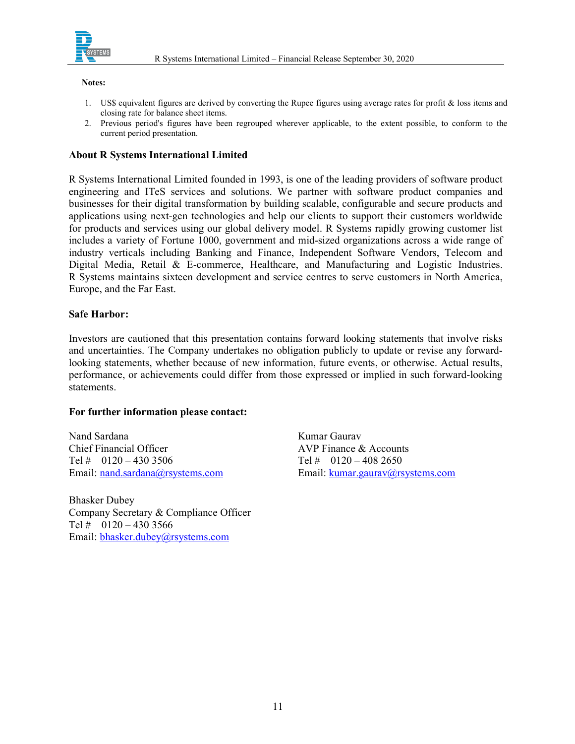**Notes:**

1. US$ equivalent figures are derived by converting the Rupee figures using average rates for profit & loss items and closing rate for balance sheet items.
2. Previous period's figures have been regrouped wherever applicable, to the extent possible, to conform to the current period presentation.

**About R Systems International Limited**

R Systems International Limited founded in 1993, is one of the leading providers of software product engineering and ITeS services and solutions. We partner with software product companies and businesses for their digital transformation by building scalable, configurable and secure products and applications using next-gen technologies and help our clients to support their customers worldwide for products and services using our global delivery model. R Systems rapidly growing customer list includes a variety of Fortune 1000, government and mid-sized organizations across a wide range of industry verticals including Banking and Finance, Independent Software Vendors, Telecom and Digital Media, Retail & E-commerce, Healthcare, and Manufacturing and Logistic Industries. R Systems maintains sixteen development and service centres to serve customers in North America, Europe, and the Far East.

**Safe Harbor:**

Investors are cautioned that this presentation contains forward looking statements that involve risks and uncertainties. The Company undertakes no obligation publicly to update or revise any forward-looking statements, whether because of new information, future events, or otherwise. Actual results, performance, or achievements could differ from those expressed or implied in such forward-looking statements.

**For further information please contact:**

Nand Sardana
Chief Financial Officer
Tel # 0120 – 430 3506
Email: nand.sardana@rsystems.com

Kumar Gaurav
AVP Finance & Accounts
Tel # 0120 – 408 2650
Email: kumar.gaurav@rsystems.com

Bhasker Dubey
Company Secretary & Compliance Officer
Tel # 0120 – 430 3566
Email: bhasker.dubey@rsystems.com